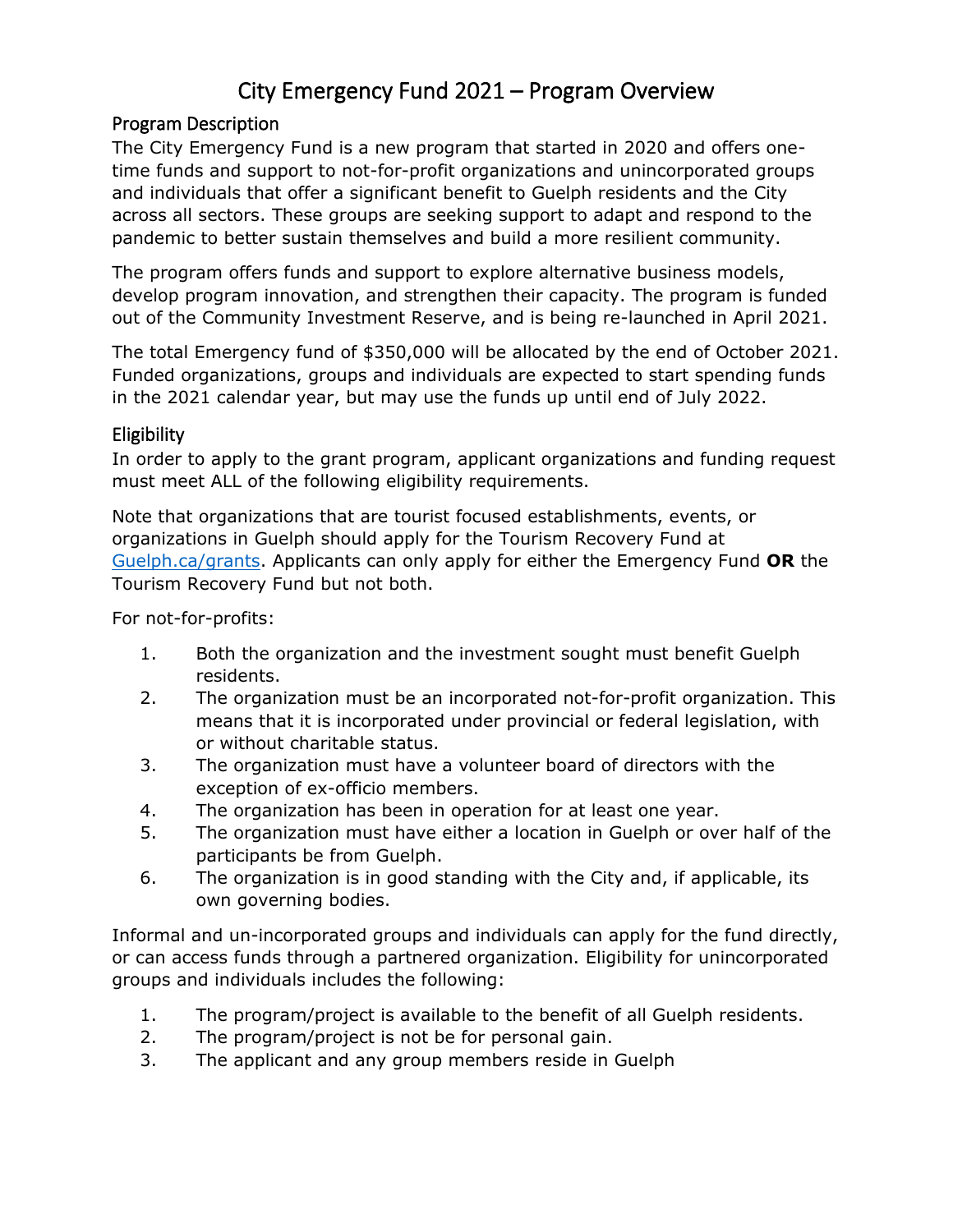# City Emergency Fund 2021 – Program Overview

## Program Description

The City Emergency Fund is a new program that started in 2020 and offers one-time funds and support to not-for-profit organizations and unincorporated groups and individuals that offer a significant benefit to Guelph residents and the City across all sectors. These groups are seeking support to adapt and respond to the pandemic to better sustain themselves and build a more resilient community.

The program offers funds and support to explore alternative business models, develop program innovation, and strengthen their capacity. The program is funded out of the Community Investment Reserve, and is being re-launched in April 2021.

The total Emergency fund of $350,000 will be allocated by the end of October 2021. Funded organizations, groups and individuals are expected to start spending funds in the 2021 calendar year, but may use the funds up until end of July 2022.

## Eligibility

In order to apply to the grant program, applicant organizations and funding request must meet ALL of the following eligibility requirements.

Note that organizations that are tourist focused establishments, events, or organizations in Guelph should apply for the Tourism Recovery Fund at [Guelph.ca/grants](Guelph.ca/grants). Applicants can only apply for either the Emergency Fund **OR** the Tourism Recovery Fund but not both.

For not-for-profits:

1. Both the organization and the investment sought must benefit Guelph residents.
2. The organization must be an incorporated not-for-profit organization. This means that it is incorporated under provincial or federal legislation, with or without charitable status.
3. The organization must have a volunteer board of directors with the exception of ex-officio members.
4. The organization has been in operation for at least one year.
5. The organization must have either a location in Guelph or over half of the participants be from Guelph.
6. The organization is in good standing with the City and, if applicable, its own governing bodies.

Informal and un-incorporated groups and individuals can apply for the fund directly, or can access funds through a partnered organization. Eligibility for unincorporated groups and individuals includes the following:

1. The program/project is available to the benefit of all Guelph residents.
2. The program/project is not be for personal gain.
3. The applicant and any group members reside in Guelph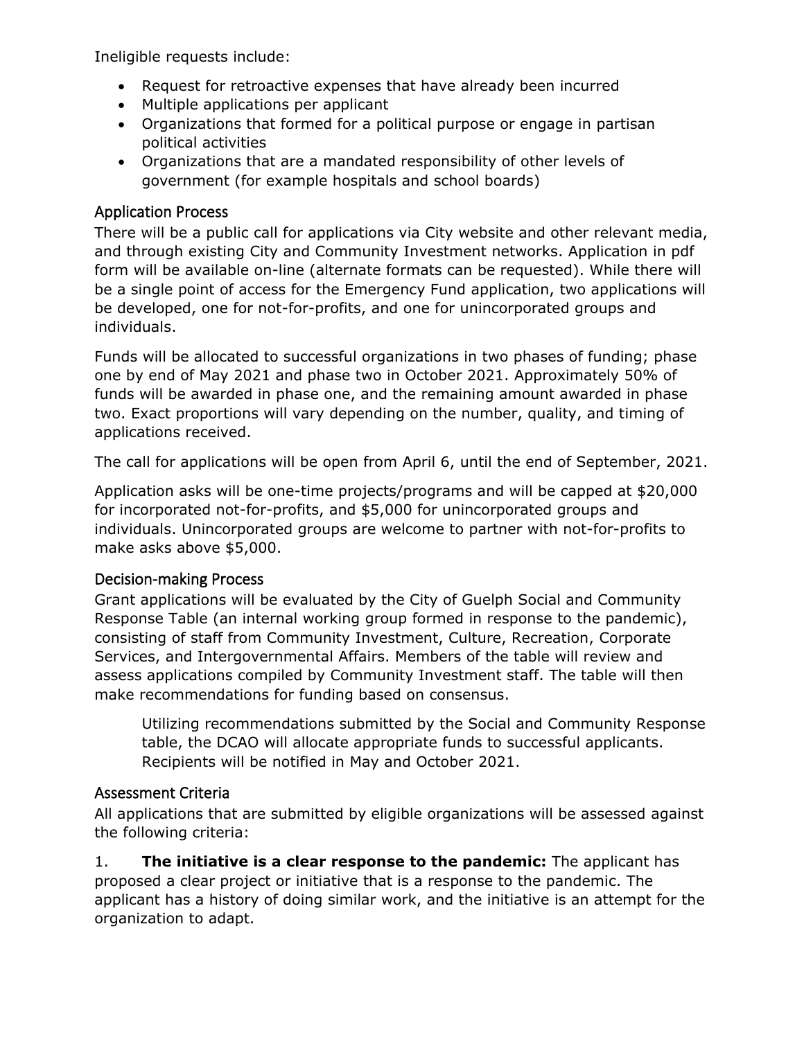Ineligible requests include:

- Request for retroactive expenses that have already been incurred
- Multiple applications per applicant
- Organizations that formed for a political purpose or engage in partisan political activities
- Organizations that are a mandated responsibility of other levels of government (for example hospitals and school boards)

### Application Process

There will be a public call for applications via City website and other relevant media, and through existing City and Community Investment networks. Application in pdf form will be available on-line (alternate formats can be requested). While there will be a single point of access for the Emergency Fund application, two applications will be developed, one for not-for-profits, and one for unincorporated groups and individuals.

Funds will be allocated to successful organizations in two phases of funding; phase one by end of May 2021 and phase two in October 2021. Approximately 50% of funds will be awarded in phase one, and the remaining amount awarded in phase two. Exact proportions will vary depending on the number, quality, and timing of applications received.

The call for applications will be open from April 6, until the end of September, 2021.

Application asks will be one-time projects/programs and will be capped at $20,000 for incorporated not-for-profits, and $5,000 for unincorporated groups and individuals. Unincorporated groups are welcome to partner with not-for-profits to make asks above $5,000.

### Decision-making Process

Grant applications will be evaluated by the City of Guelph Social and Community Response Table (an internal working group formed in response to the pandemic), consisting of staff from Community Investment, Culture, Recreation, Corporate Services, and Intergovernmental Affairs. Members of the table will review and assess applications compiled by Community Investment staff. The table will then make recommendations for funding based on consensus.

> Utilizing recommendations submitted by the Social and Community Response table, the DCAO will allocate appropriate funds to successful applicants. Recipients will be notified in May and October 2021.

### Assessment Criteria

All applications that are submitted by eligible organizations will be assessed against the following criteria:

1. **The initiative is a clear response to the pandemic:** The applicant has proposed a clear project or initiative that is a response to the pandemic. The applicant has a history of doing similar work, and the initiative is an attempt for the organization to adapt.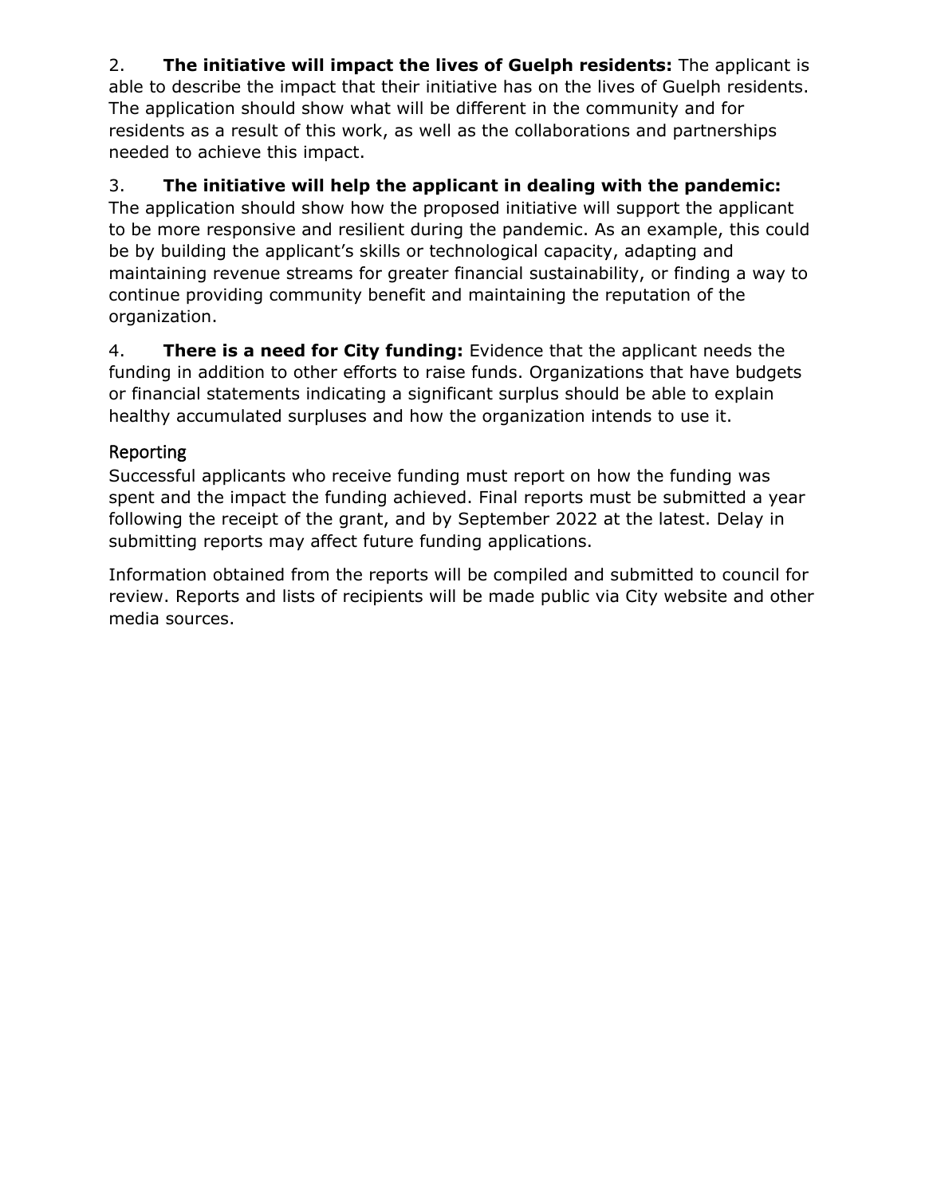2. **The initiative will impact the lives of Guelph residents:** The applicant is able to describe the impact that their initiative has on the lives of Guelph residents. The application should show what will be different in the community and for residents as a result of this work, as well as the collaborations and partnerships needed to achieve this impact.

3. **The initiative will help the applicant in dealing with the pandemic:** The application should show how the proposed initiative will support the applicant to be more responsive and resilient during the pandemic. As an example, this could be by building the applicant's skills or technological capacity, adapting and maintaining revenue streams for greater financial sustainability, or finding a way to continue providing community benefit and maintaining the reputation of the organization.

4. **There is a need for City funding:** Evidence that the applicant needs the funding in addition to other efforts to raise funds. Organizations that have budgets or financial statements indicating a significant surplus should be able to explain healthy accumulated surpluses and how the organization intends to use it.

## Reporting

Successful applicants who receive funding must report on how the funding was spent and the impact the funding achieved. Final reports must be submitted a year following the receipt of the grant, and by September 2022 at the latest. Delay in submitting reports may affect future funding applications.

Information obtained from the reports will be compiled and submitted to council for review. Reports and lists of recipients will be made public via City website and other media sources.